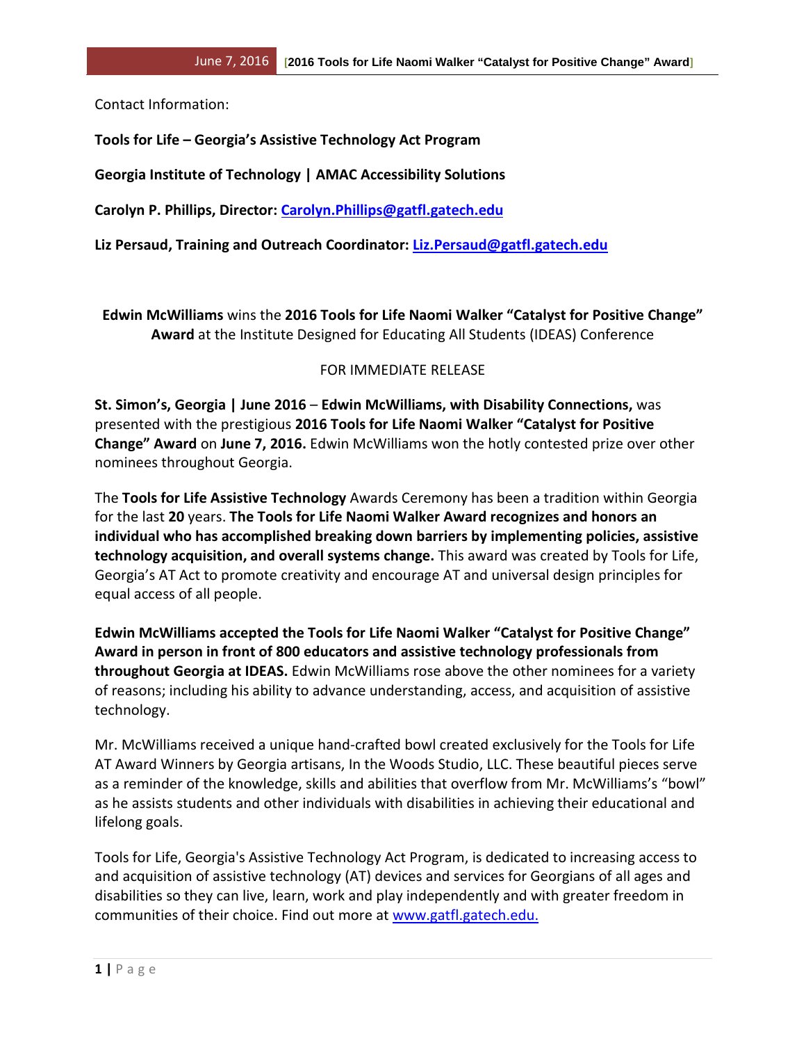Contact Information:

**Tools for Life – Georgia's Assistive Technology Act Program**

**Georgia Institute of Technology | AMAC Accessibility Solutions**

**Carolyn P. Phillips, Director: [Carolyn.Phillips@gatfl.gatech.edu](mailto:Carolyn.Phillips@gatfl.gatech.edu)**

**Liz Persaud, Training and Outreach Coordinator: [Liz.Persaud@gatfl.gatech.edu](mailto:Liz.Persaud@gatfl.gatech.edu)**

**Edwin McWilliams** wins the **2016 Tools for Life Naomi Walker "Catalyst for Positive Change" Award** at the Institute Designed for Educating All Students (IDEAS) Conference

FOR IMMEDIATE RELEASE

**St. Simon's, Georgia | June 2016** – **Edwin McWilliams, with Disability Connections,** was presented with the prestigious **2016 Tools for Life Naomi Walker "Catalyst for Positive Change" Award** on **June 7, 2016.** Edwin McWilliams won the hotly contested prize over other nominees throughout Georgia.

The **Tools for Life Assistive Technology** Awards Ceremony has been a tradition within Georgia for the last **20** years. **The Tools for Life Naomi Walker Award recognizes and honors an individual who has accomplished breaking down barriers by implementing policies, assistive technology acquisition, and overall systems change.** This award was created by Tools for Life, Georgia's AT Act to promote creativity and encourage AT and universal design principles for equal access of all people.

**Edwin McWilliams accepted the Tools for Life Naomi Walker "Catalyst for Positive Change" Award in person in front of 800 educators and assistive technology professionals from throughout Georgia at IDEAS.** Edwin McWilliams rose above the other nominees for a variety of reasons; including his ability to advance understanding, access, and acquisition of assistive technology.

Mr. McWilliams received a unique hand-crafted bowl created exclusively for the Tools for Life AT Award Winners by Georgia artisans, In the Woods Studio, LLC. These beautiful pieces serve as a reminder of the knowledge, skills and abilities that overflow from Mr. McWilliams's "bowl" as he assists students and other individuals with disabilities in achieving their educational and lifelong goals.

Tools for Life, Georgia's Assistive Technology Act Program, is dedicated to increasing access to and acquisition of assistive technology (AT) devices and services for Georgians of all ages and disabilities so they can live, learn, work and play independently and with greater freedom in communities of their choice. Find out more at [www.gatfl.gatech.edu.](http://www.gatfl.gatech.edu)